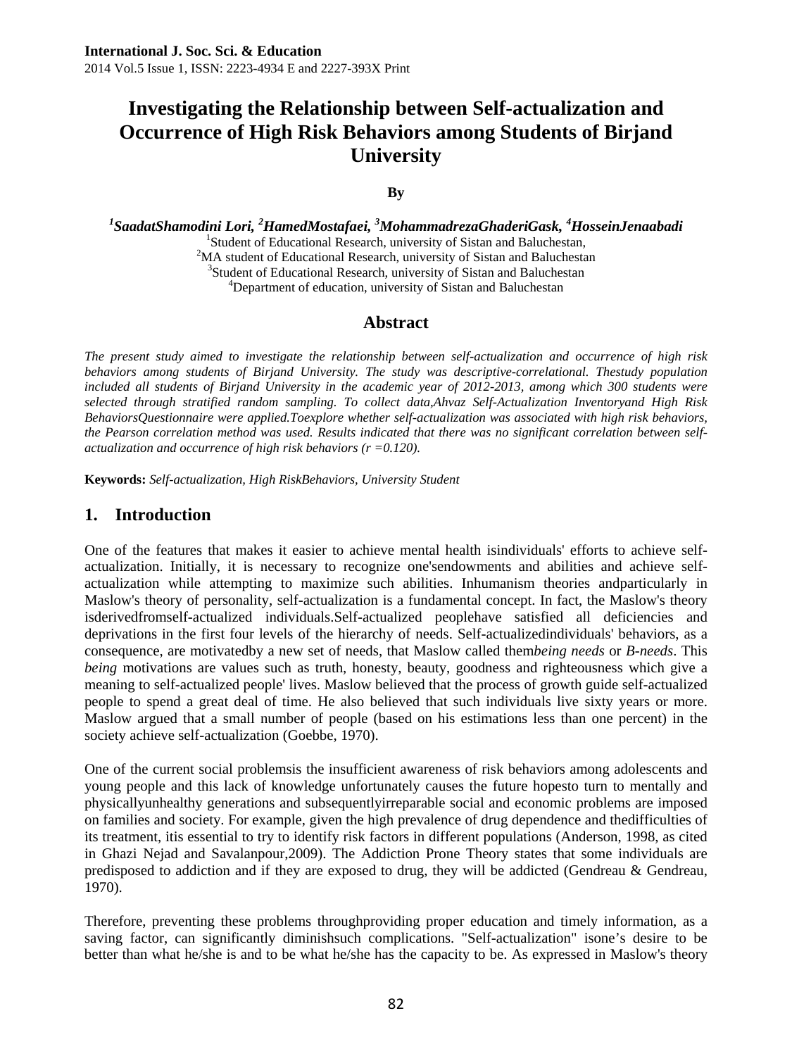International J. Soc. Sci. & Education
2014 Vol.5 Issue 1, ISSN: 2223-4934 E and 2227-393X Print

# Investigating the Relationship between Self-actualization and Occurrence of High Risk Behaviors among Students of Birjand University

**By**

***[1]SaadatShamodini Lori, [2]HamedMostafaei, [3]MohammadrezaGhaderiGask, [4]HosseinJenaabadi***

[1]Student of Educational Research, university of Sistan and Baluchestan,
[2]MA student of Educational Research, university of Sistan and Baluchestan
[3]Student of Educational Research, university of Sistan and Baluchestan
[4]Department of education, university of Sistan and Baluchestan

## Abstract

*The present study aimed to investigate the relationship between self-actualization and occurrence of high risk behaviors among students of Birjand University. The study was descriptive-correlational. Thestudy population included all students of Birjand University in the academic year of 2012-2013, among which 300 students were selected through stratified random sampling. To collect data,Ahvaz Self-Actualization Inventoryand High Risk BehaviorsQuestionnaire were applied.Toexplore whether self-actualization was associated with high risk behaviors, the Pearson correlation method was used. Results indicated that there was no significant correlation between self-actualization and occurrence of high risk behaviors (r =0.120).*

**Keywords:** *Self-actualization, High RiskBehaviors, University Student*

## 1. Introduction

One of the features that makes it easier to achieve mental health isindividuals' efforts to achieve self-actualization. Initially, it is necessary to recognize one'sendowments and abilities and achieve self-actualization while attempting to maximize such abilities. Inhumanism theories andparticularly in Maslow's theory of personality, self-actualization is a fundamental concept. In fact, the Maslow's theory isderivedfromself-actualized individuals.Self-actualized peoplehave satisfied all deficiencies and deprivations in the first four levels of the hierarchy of needs. Self-actualizedindividuals' behaviors, as a consequence, are motivatedby a new set of needs, that Maslow called them*being needs* or *B-needs*. This *being* motivations are values such as truth, honesty, beauty, goodness and righteousness which give a meaning to self-actualized people' lives. Maslow believed that the process of growth guide self-actualized people to spend a great deal of time. He also believed that such individuals live sixty years or more. Maslow argued that a small number of people (based on his estimations less than one percent) in the society achieve self-actualization (Goebbe, 1970).

One of the current social problemsis the insufficient awareness of risk behaviors among adolescents and young people and this lack of knowledge unfortunately causes the future hopesto turn to mentally and physicallyunhealthy generations and subsequentlyirreparable social and economic problems are imposed on families and society. For example, given the high prevalence of drug dependence and thedifficulties of its treatment, itis essential to try to identify risk factors in different populations (Anderson, 1998, as cited in Ghazi Nejad and Savalanpour,2009). The Addiction Prone Theory states that some individuals are predisposed to addiction and if they are exposed to drug, they will be addicted (Gendreau & Gendreau, 1970).

Therefore, preventing these problems throughproviding proper education and timely information, as a saving factor, can significantly diminishsuch complications. "Self-actualization" isone's desire to be better than what he/she is and to be what he/she has the capacity to be. As expressed in Maslow's theory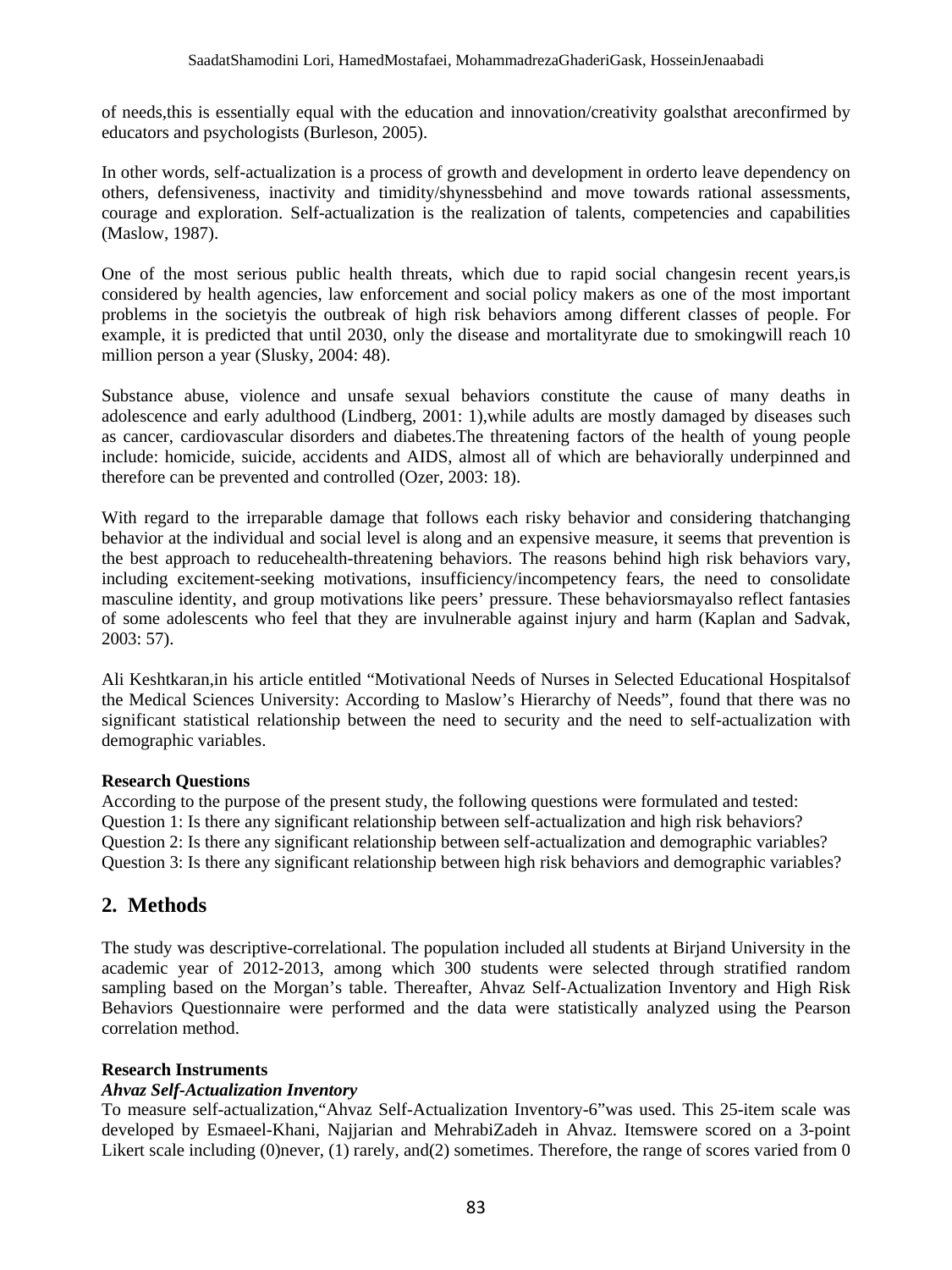of needs,this is essentially equal with the education and innovation/creativity goalsthat areconfirmed by educators and psychologists (Burleson, 2005).

In other words, self-actualization is a process of growth and development in orderto leave dependency on others, defensiveness, inactivity and timidity/shynessbehind and move towards rational assessments, courage and exploration. Self-actualization is the realization of talents, competencies and capabilities (Maslow, 1987).

One of the most serious public health threats, which due to rapid social changesin recent years,is considered by health agencies, law enforcement and social policy makers as one of the most important problems in the societyis the outbreak of high risk behaviors among different classes of people. For example, it is predicted that until 2030, only the disease and mortalityrate due to smokingwill reach 10 million person a year (Slusky, 2004: 48).

Substance abuse, violence and unsafe sexual behaviors constitute the cause of many deaths in adolescence and early adulthood (Lindberg, 2001: 1),while adults are mostly damaged by diseases such as cancer, cardiovascular disorders and diabetes.The threatening factors of the health of young people include: homicide, suicide, accidents and AIDS, almost all of which are behaviorally underpinned and therefore can be prevented and controlled (Ozer, 2003: 18).

With regard to the irreparable damage that follows each risky behavior and considering thatchanging behavior at the individual and social level is along and an expensive measure, it seems that prevention is the best approach to reducehealth-threatening behaviors. The reasons behind high risk behaviors vary, including excitement-seeking motivations, insufficiency/incompetency fears, the need to consolidate masculine identity, and group motivations like peers' pressure. These behaviorsmayalso reflect fantasies of some adolescents who feel that they are invulnerable against injury and harm (Kaplan and Sadvak, 2003: 57).

Ali Keshtkaran,in his article entitled "Motivational Needs of Nurses in Selected Educational Hospitalsof the Medical Sciences University: According to Maslow's Hierarchy of Needs", found that there was no significant statistical relationship between the need to security and the need to self-actualization with demographic variables.

**Research Questions**

According to the purpose of the present study, the following questions were formulated and tested:
Question 1: Is there any significant relationship between self-actualization and high risk behaviors?
Question 2: Is there any significant relationship between self-actualization and demographic variables?
Question 3: Is there any significant relationship between high risk behaviors and demographic variables?

## 2. Methods

The study was descriptive-correlational. The population included all students at Birjand University in the academic year of 2012-2013, among which 300 students were selected through stratified random sampling based on the Morgan's table. Thereafter, Ahvaz Self-Actualization Inventory and High Risk Behaviors Questionnaire were performed and the data were statistically analyzed using the Pearson correlation method.

**Research Instruments**

***Ahvaz Self-Actualization Inventory***

To measure self-actualization,"Ahvaz Self-Actualization Inventory-6"was used. This 25-item scale was developed by Esmaeel-Khani, Najjarian and MehrabiZadeh in Ahvaz. Itemswere scored on a 3-point Likert scale including (0)never, (1) rarely, and(2) sometimes. Therefore, the range of scores varied from 0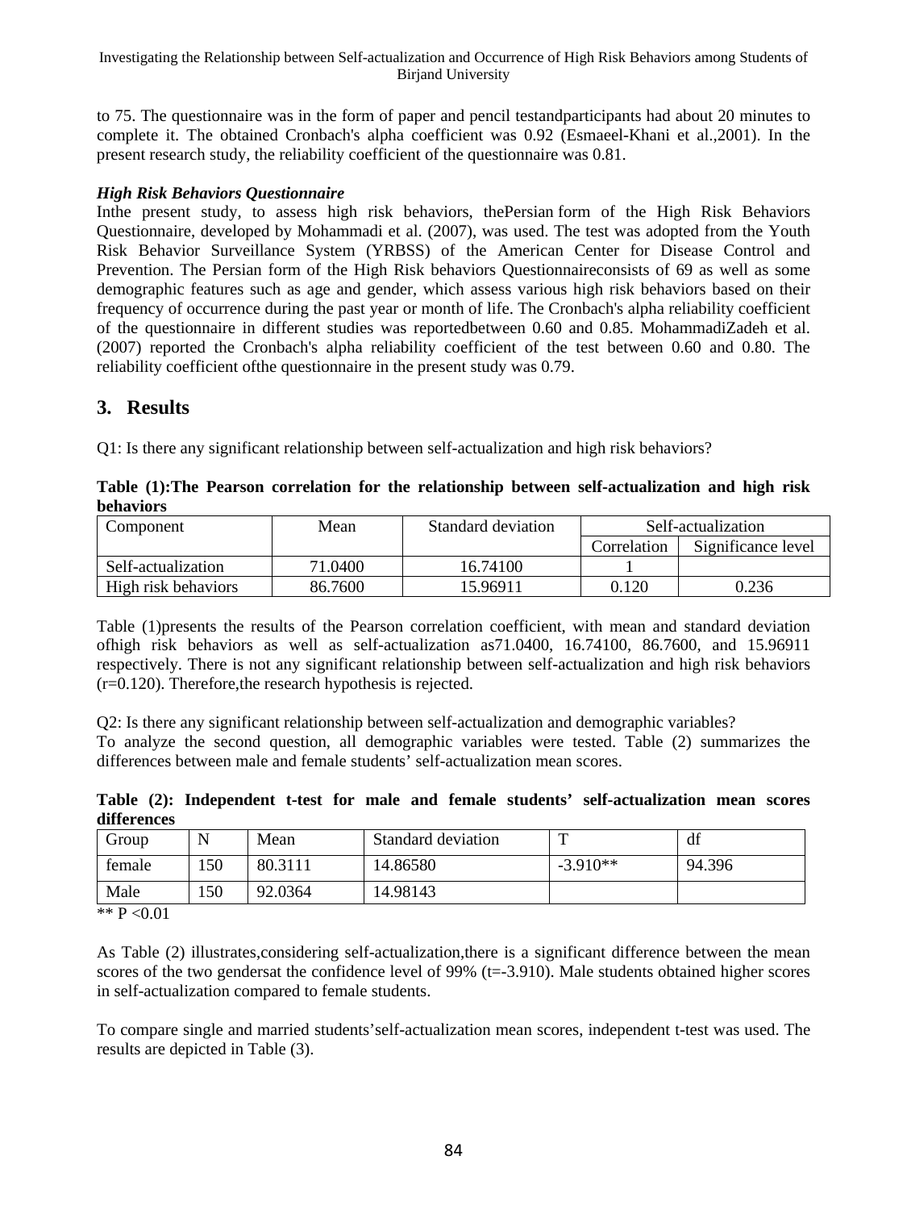to 75. The questionnaire was in the form of paper and pencil testandparticipants had about 20 minutes to complete it. The obtained Cronbach's alpha coefficient was 0.92 (Esmaeel-Khani et al.,2001). In the present research study, the reliability coefficient of the questionnaire was 0.81.

***High Risk Behaviors Questionnaire***

Inthe present study, to assess high risk behaviors, thePersian form of the High Risk Behaviors Questionnaire, developed by Mohammadi et al. (2007), was used. The test was adopted from the Youth Risk Behavior Surveillance System (YRBSS) of the American Center for Disease Control and Prevention. The Persian form of the High Risk behaviors Questionnaireconsists of 69 as well as some demographic features such as age and gender, which assess various high risk behaviors based on their frequency of occurrence during the past year or month of life. The Cronbach's alpha reliability coefficient of the questionnaire in different studies was reportedbetween 0.60 and 0.85. MohammadiZadeh et al. (2007) reported the Cronbach's alpha reliability coefficient of the test between 0.60 and 0.80. The reliability coefficient ofthe questionnaire in the present study was 0.79.

## 3. Results

Q1: Is there any significant relationship between self-actualization and high risk behaviors?

**Table (1):The Pearson correlation for the relationship between self-actualization and high risk behaviors**

| Component | Mean | Standard deviation | Self-actualization | |
|---|---|---|---|---|
| | | | Correlation | Significance level |
| Self-actualization | 71.0400 | 16.74100 | 1 | |
| High risk behaviors | 86.7600 | 15.96911 | 0.120 | 0.236 |

Table (1)presents the results of the Pearson correlation coefficient, with mean and standard deviation ofhigh risk behaviors as well as self-actualization as71.0400, 16.74100, 86.7600, and 15.96911 respectively. There is not any significant relationship between self-actualization and high risk behaviors (r=0.120). Therefore,the research hypothesis is rejected.

Q2: Is there any significant relationship between self-actualization and demographic variables?
To analyze the second question, all demographic variables were tested. Table (2) summarizes the differences between male and female students' self-actualization mean scores.

**Table (2): Independent t-test for male and female students' self-actualization mean scores differences**

| Group | N | Mean | Standard deviation | T | df |
|---|---|---|---|---|---|
| female | 150 | 80.3111 | 14.86580 | -3.910** | 94.396 |
| Male | 150 | 92.0364 | 14.98143 | | |

** P <0.01

As Table (2) illustrates,considering self-actualization,there is a significant difference between the mean scores of the two gendersat the confidence level of 99% (t=-3.910). Male students obtained higher scores in self-actualization compared to female students.

To compare single and married students'self-actualization mean scores, independent t-test was used. The results are depicted in Table (3).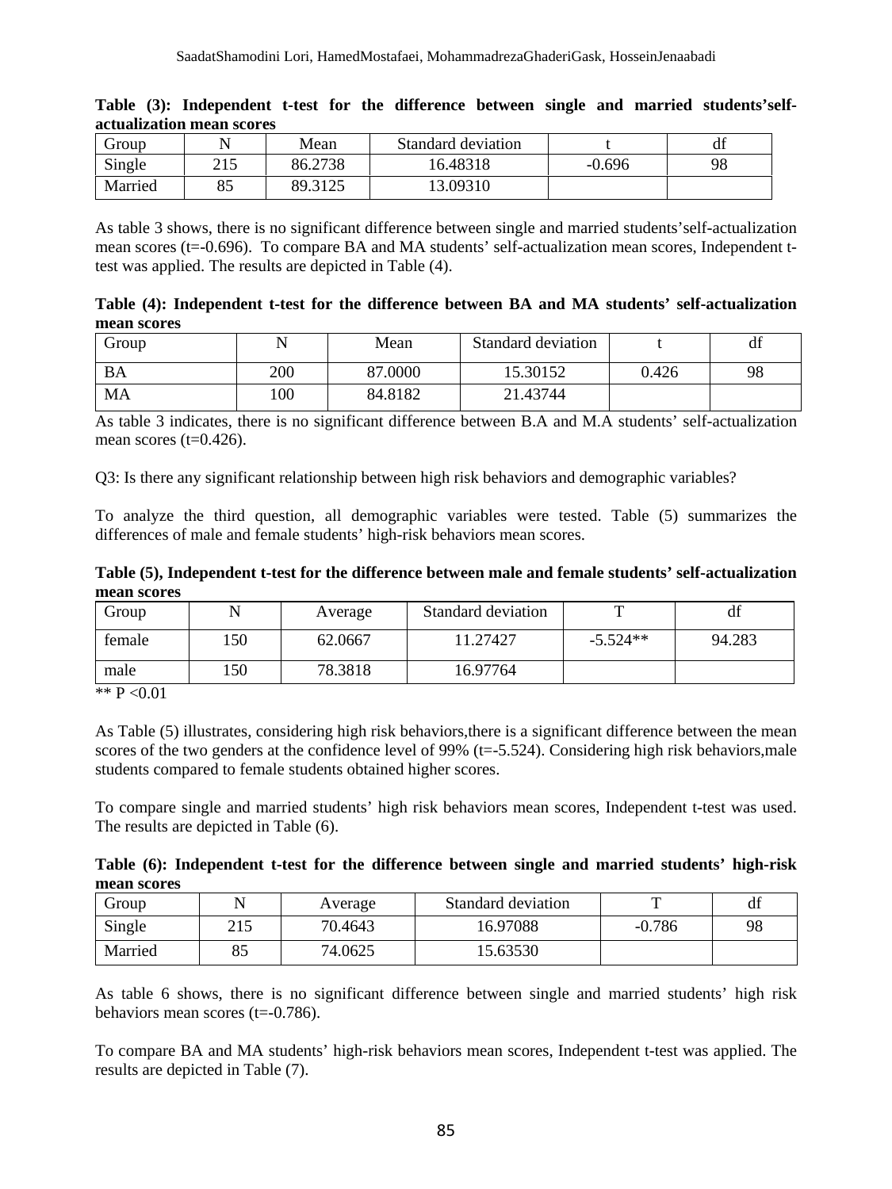**Table (3): Independent t-test for the difference between single and married students'self-actualization mean scores**

| Group | N | Mean | Standard deviation | t | df |
|---|---|---|---|---|---|
| Single | 215 | 86.2738 | 16.48318 | -0.696 | 98 |
| Married | 85 | 89.3125 | 13.09310 | | |

As table 3 shows, there is no significant difference between single and married students'self-actualization mean scores (t=-0.696). To compare BA and MA students' self-actualization mean scores, Independent t-test was applied. The results are depicted in Table (4).

**Table (4): Independent t-test for the difference between BA and MA students' self-actualization mean scores**

| Group | N | Mean | Standard deviation | t | df |
|---|---|---|---|---|---|
| BA | 200 | 87.0000 | 15.30152 | 0.426 | 98 |
| MA | 100 | 84.8182 | 21.43744 | | |

As table 3 indicates, there is no significant difference between B.A and M.A students' self-actualization mean scores (t=0.426).

Q3: Is there any significant relationship between high risk behaviors and demographic variables?

To analyze the third question, all demographic variables were tested. Table (5) summarizes the differences of male and female students' high-risk behaviors mean scores.

**Table (5), Independent t-test for the difference between male and female students' self-actualization mean scores**

| Group | N | Average | Standard deviation | T | df |
|---|---|---|---|---|---|
| female | 150 | 62.0667 | 11.27427 | -5.524** | 94.283 |
| male | 150 | 78.3818 | 16.97764 | | |

** P <0.01

As Table (5) illustrates, considering high risk behaviors,there is a significant difference between the mean scores of the two genders at the confidence level of 99% (t=-5.524). Considering high risk behaviors,male students compared to female students obtained higher scores.

To compare single and married students' high risk behaviors mean scores, Independent t-test was used. The results are depicted in Table (6).

**Table (6): Independent t-test for the difference between single and married students' high-risk mean scores**

| Group | N | Average | Standard deviation | T | df |
|---|---|---|---|---|---|
| Single | 215 | 70.4643 | 16.97088 | -0.786 | 98 |
| Married | 85 | 74.0625 | 15.63530 | | |

As table 6 shows, there is no significant difference between single and married students' high risk behaviors mean scores (t=-0.786).

To compare BA and MA students' high-risk behaviors mean scores, Independent t-test was applied. The results are depicted in Table (7).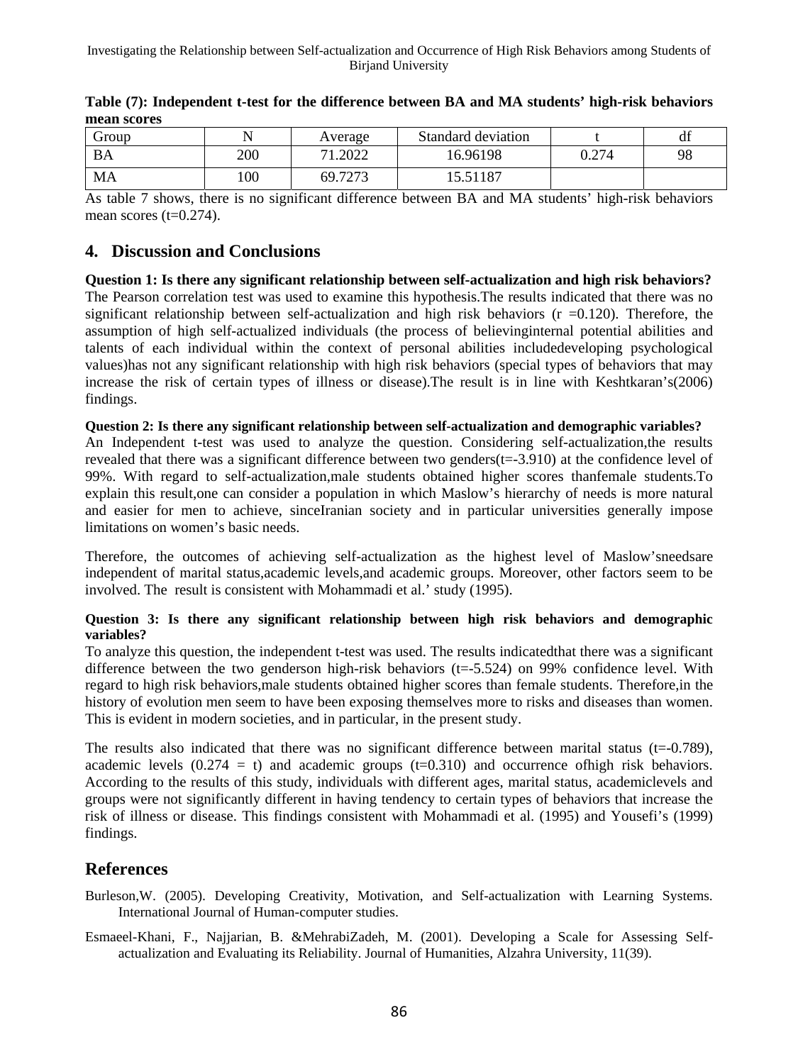**Table (7): Independent t-test for the difference between BA and MA students' high-risk behaviors mean scores**

| Group | N | Average | Standard deviation | t | df |
|---|---|---|---|---|---|
| BA | 200 | 71.2022 | 16.96198 | 0.274 | 98 |
| MA | 100 | 69.7273 | 15.51187 | | |

As table 7 shows, there is no significant difference between BA and MA students' high-risk behaviors mean scores (t=0.274).

## 4. Discussion and Conclusions

**Question 1: Is there any significant relationship between self-actualization and high risk behaviors?**
The Pearson correlation test was used to examine this hypothesis.The results indicated that there was no significant relationship between self-actualization and high risk behaviors (r =0.120). Therefore, the assumption of high self-actualized individuals (the process of believinginternal potential abilities and talents of each individual within the context of personal abilities includedeveloping psychological values)has not any significant relationship with high risk behaviors (special types of behaviors that may increase the risk of certain types of illness or disease).The result is in line with Keshtkaran's(2006) findings.

**Question 2: Is there any significant relationship between self-actualization and demographic variables?**
An Independent t-test was used to analyze the question. Considering self-actualization,the results revealed that there was a significant difference between two genders(t=-3.910) at the confidence level of 99%. With regard to self-actualization,male students obtained higher scores thanfemale students.To explain this result,one can consider a population in which Maslow's hierarchy of needs is more natural and easier for men to achieve, sinceIranian society and in particular universities generally impose limitations on women's basic needs.

Therefore, the outcomes of achieving self-actualization as the highest level of Maslow'sneedsare independent of marital status,academic levels,and academic groups. Moreover, other factors seem to be involved. The result is consistent with Mohammadi et al.' study (1995).

**Question 3: Is there any significant relationship between high risk behaviors and demographic variables?**
To analyze this question, the independent t-test was used. The results indicatedthat there was a significant difference between the two genderson high-risk behaviors (t=-5.524) on 99% confidence level. With regard to high risk behaviors,male students obtained higher scores than female students. Therefore,in the history of evolution men seem to have been exposing themselves more to risks and diseases than women. This is evident in modern societies, and in particular, in the present study.

The results also indicated that there was no significant difference between marital status (t=-0.789), academic levels (0.274 = t) and academic groups (t=0.310) and occurrence ofhigh risk behaviors. According to the results of this study, individuals with different ages, marital status, academiclevels and groups were not significantly different in having tendency to certain types of behaviors that increase the risk of illness or disease. This findings consistent with Mohammadi et al. (1995) and Yousefi's (1999) findings.

## References

Burleson,W. (2005). Developing Creativity, Motivation, and Self-actualization with Learning Systems. International Journal of Human-computer studies.

Esmaeel-Khani, F., Najjarian, B. &MehrabiZadeh, M. (2001). Developing a Scale for Assessing Self-actualization and Evaluating its Reliability. Journal of Humanities, Alzahra University, 11(39).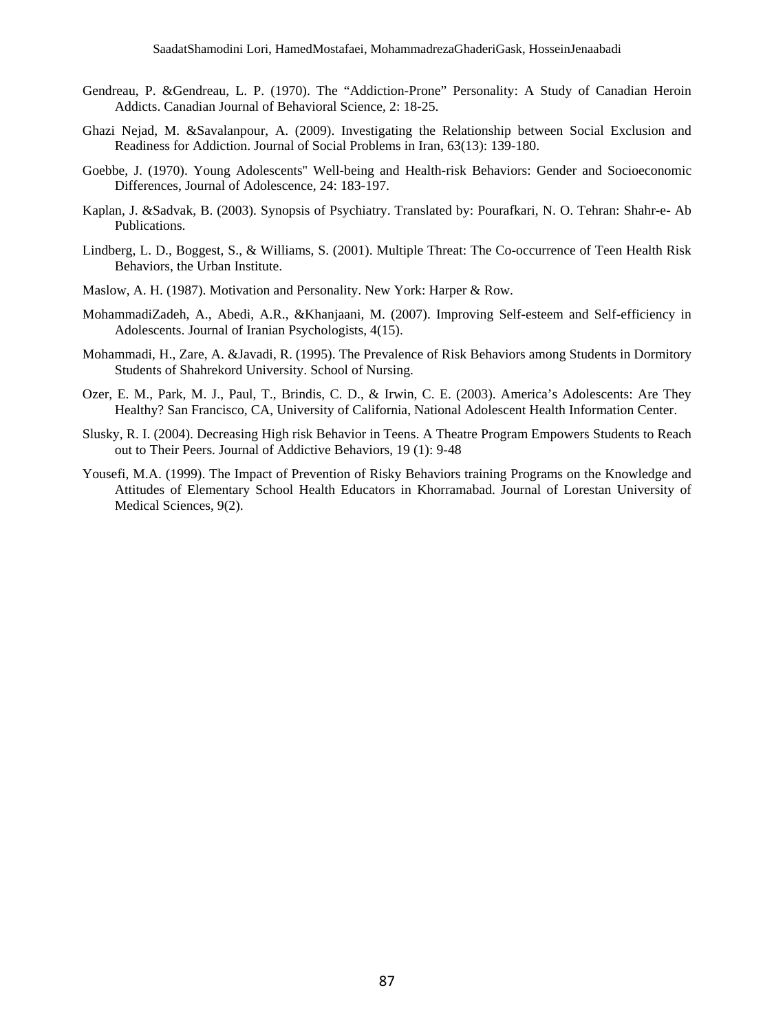Gendreau, P. &Gendreau, L. P. (1970). The “Addiction-Prone” Personality: A Study of Canadian Heroin Addicts. Canadian Journal of Behavioral Science, 2: 18-25.

Ghazi Nejad, M. &Savalanpour, A. (2009). Investigating the Relationship between Social Exclusion and Readiness for Addiction. Journal of Social Problems in Iran, 63(13): 139-180.

Goebbe, J. (1970). Young Adolescents'' Well-being and Health-risk Behaviors: Gender and Socioeconomic Differences, Journal of Adolescence, 24: 183-197.

Kaplan, J. &Sadvak, B. (2003). Synopsis of Psychiatry. Translated by: Pourafkari, N. O. Tehran: Shahr-e- Ab Publications.

Lindberg, L. D., Boggest, S., & Williams, S. (2001). Multiple Threat: The Co-occurrence of Teen Health Risk Behaviors, the Urban Institute.

Maslow, A. H. (1987). Motivation and Personality. New York: Harper & Row.

MohammadiZadeh, A., Abedi, A.R., &Khanjaani, M. (2007). Improving Self-esteem and Self-efficiency in Adolescents. Journal of Iranian Psychologists, 4(15).

Mohammadi, H., Zare, A. &Javadi, R. (1995). The Prevalence of Risk Behaviors among Students in Dormitory Students of Shahrekord University. School of Nursing.

Ozer, E. M., Park, M. J., Paul, T., Brindis, C. D., & Irwin, C. E. (2003). America’s Adolescents: Are They Healthy? San Francisco, CA, University of California, National Adolescent Health Information Center.

Slusky, R. I. (2004). Decreasing High risk Behavior in Teens. A Theatre Program Empowers Students to Reach out to Their Peers. Journal of Addictive Behaviors, 19 (1): 9-48

Yousefi, M.A. (1999). The Impact of Prevention of Risky Behaviors training Programs on the Knowledge and Attitudes of Elementary School Health Educators in Khorramabad. Journal of Lorestan University of Medical Sciences, 9(2).